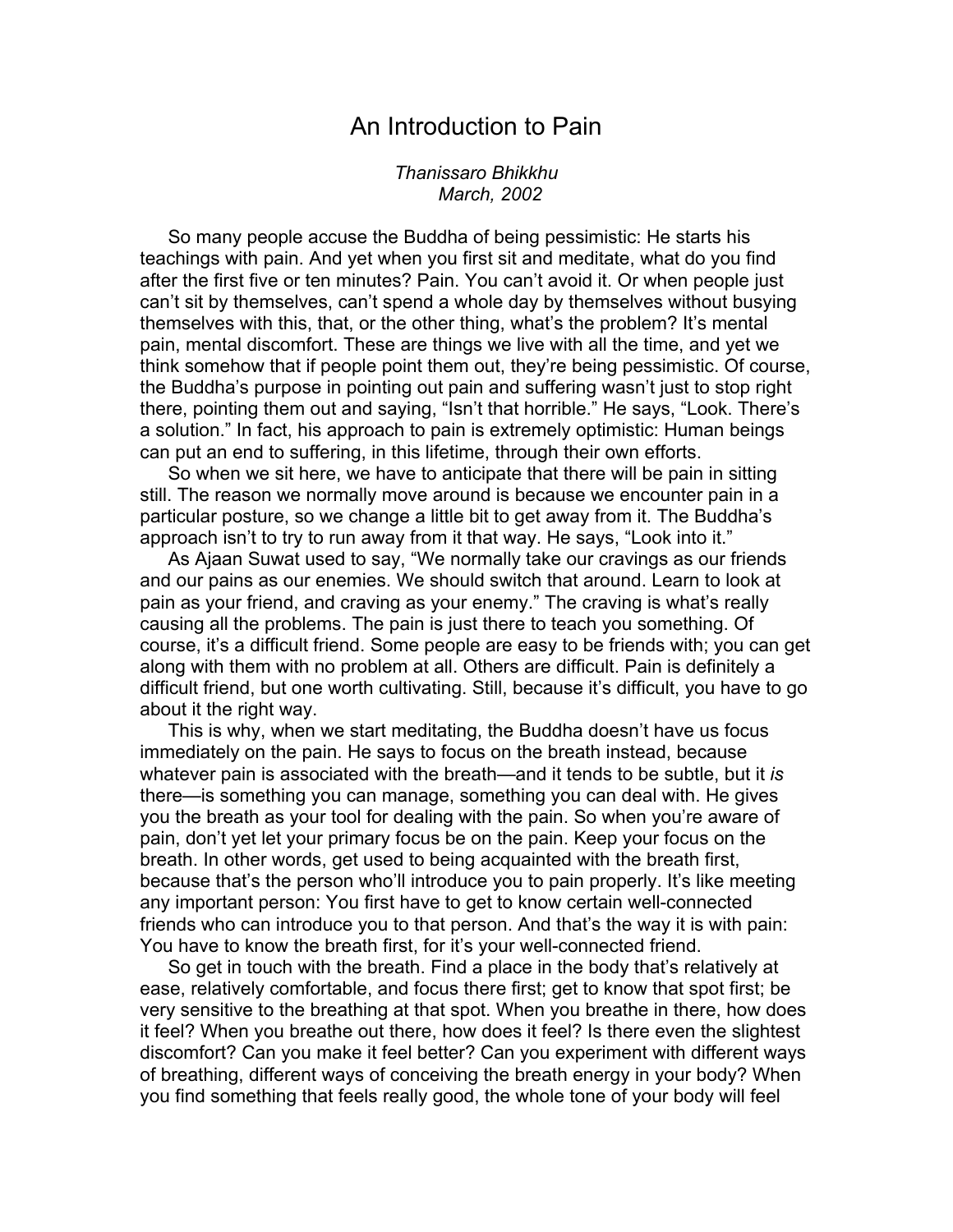# An Introduction to Pain

*Thanissaro Bhikkhu*
*March, 2002*

So many people accuse the Buddha of being pessimistic: He starts his teachings with pain. And yet when you first sit and meditate, what do you find after the first five or ten minutes? Pain. You can't avoid it. Or when people just can't sit by themselves, can't spend a whole day by themselves without busying themselves with this, that, or the other thing, what's the problem? It's mental pain, mental discomfort. These are things we live with all the time, and yet we think somehow that if people point them out, they're being pessimistic. Of course, the Buddha's purpose in pointing out pain and suffering wasn't just to stop right there, pointing them out and saying, "Isn't that horrible." He says, "Look. There's a solution." In fact, his approach to pain is extremely optimistic: Human beings can put an end to suffering, in this lifetime, through their own efforts.

So when we sit here, we have to anticipate that there will be pain in sitting still. The reason we normally move around is because we encounter pain in a particular posture, so we change a little bit to get away from it. The Buddha's approach isn't to try to run away from it that way. He says, "Look into it."

As Ajaan Suwat used to say, "We normally take our cravings as our friends and our pains as our enemies. We should switch that around. Learn to look at pain as your friend, and craving as your enemy." The craving is what's really causing all the problems. The pain is just there to teach you something. Of course, it's a difficult friend. Some people are easy to be friends with; you can get along with them with no problem at all. Others are difficult. Pain is definitely a difficult friend, but one worth cultivating. Still, because it's difficult, you have to go about it the right way.

This is why, when we start meditating, the Buddha doesn't have us focus immediately on the pain. He says to focus on the breath instead, because whatever pain is associated with the breath—and it tends to be subtle, but it *is* there—is something you can manage, something you can deal with. He gives you the breath as your tool for dealing with the pain. So when you're aware of pain, don't yet let your primary focus be on the pain. Keep your focus on the breath. In other words, get used to being acquainted with the breath first, because that's the person who'll introduce you to pain properly. It's like meeting any important person: You first have to get to know certain well-connected friends who can introduce you to that person. And that's the way it is with pain: You have to know the breath first, for it's your well-connected friend.

So get in touch with the breath. Find a place in the body that's relatively at ease, relatively comfortable, and focus there first; get to know that spot first; be very sensitive to the breathing at that spot. When you breathe in there, how does it feel? When you breathe out there, how does it feel? Is there even the slightest discomfort? Can you make it feel better? Can you experiment with different ways of breathing, different ways of conceiving the breath energy in your body? When you find something that feels really good, the whole tone of your body will feel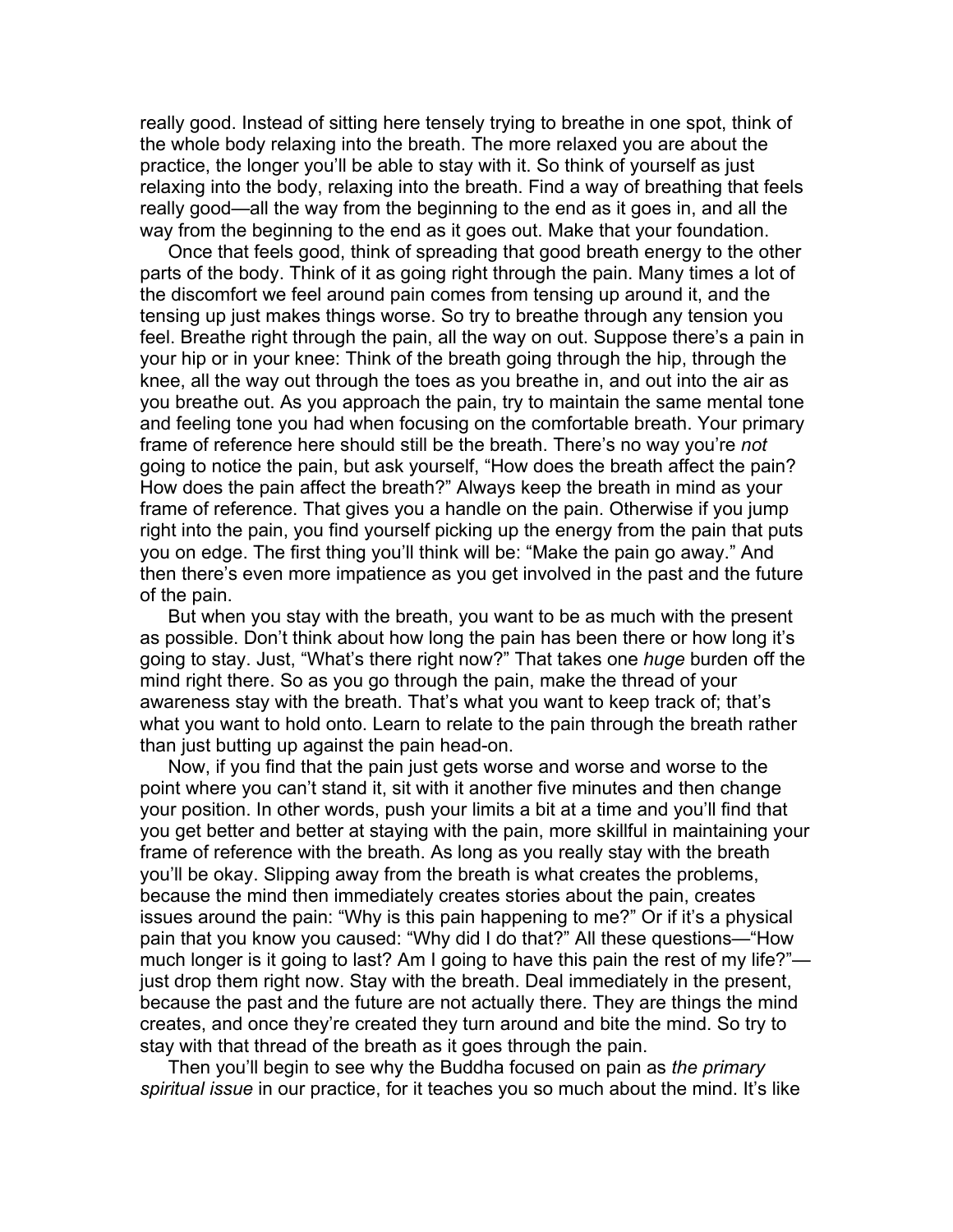really good. Instead of sitting here tensely trying to breathe in one spot, think of the whole body relaxing into the breath. The more relaxed you are about the practice, the longer you'll be able to stay with it. So think of yourself as just relaxing into the body, relaxing into the breath. Find a way of breathing that feels really good—all the way from the beginning to the end as it goes in, and all the way from the beginning to the end as it goes out. Make that your foundation.

Once that feels good, think of spreading that good breath energy to the other parts of the body. Think of it as going right through the pain. Many times a lot of the discomfort we feel around pain comes from tensing up around it, and the tensing up just makes things worse. So try to breathe through any tension you feel. Breathe right through the pain, all the way on out. Suppose there's a pain in your hip or in your knee: Think of the breath going through the hip, through the knee, all the way out through the toes as you breathe in, and out into the air as you breathe out. As you approach the pain, try to maintain the same mental tone and feeling tone you had when focusing on the comfortable breath. Your primary frame of reference here should still be the breath. There's no way you're *not* going to notice the pain, but ask yourself, "How does the breath affect the pain? How does the pain affect the breath?" Always keep the breath in mind as your frame of reference. That gives you a handle on the pain. Otherwise if you jump right into the pain, you find yourself picking up the energy from the pain that puts you on edge. The first thing you'll think will be: "Make the pain go away." And then there's even more impatience as you get involved in the past and the future of the pain.

But when you stay with the breath, you want to be as much with the present as possible. Don't think about how long the pain has been there or how long it's going to stay. Just, "What's there right now?" That takes one *huge* burden off the mind right there. So as you go through the pain, make the thread of your awareness stay with the breath. That's what you want to keep track of; that's what you want to hold onto. Learn to relate to the pain through the breath rather than just butting up against the pain head-on.

Now, if you find that the pain just gets worse and worse and worse to the point where you can't stand it, sit with it another five minutes and then change your position. In other words, push your limits a bit at a time and you'll find that you get better and better at staying with the pain, more skillful in maintaining your frame of reference with the breath. As long as you really stay with the breath you'll be okay. Slipping away from the breath is what creates the problems, because the mind then immediately creates stories about the pain, creates issues around the pain: "Why is this pain happening to me?" Or if it's a physical pain that you know you caused: "Why did I do that?" All these questions—"How much longer is it going to last? Am I going to have this pain the rest of my life?"—just drop them right now. Stay with the breath. Deal immediately in the present, because the past and the future are not actually there. They are things the mind creates, and once they're created they turn around and bite the mind. So try to stay with that thread of the breath as it goes through the pain.

Then you'll begin to see why the Buddha focused on pain as *the primary spiritual issue* in our practice, for it teaches you so much about the mind. It's like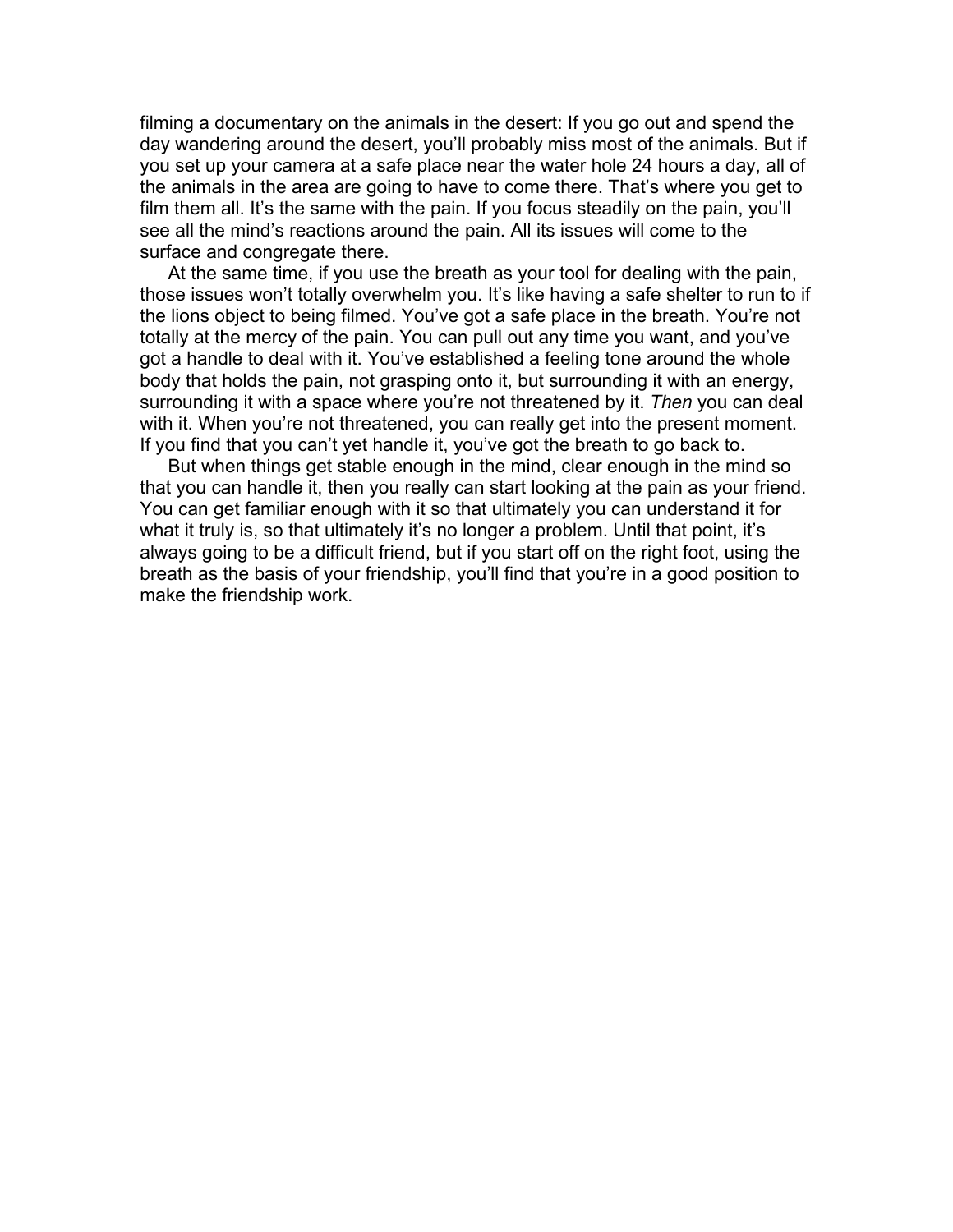filming a documentary on the animals in the desert: If you go out and spend the day wandering around the desert, you'll probably miss most of the animals. But if you set up your camera at a safe place near the water hole 24 hours a day, all of the animals in the area are going to have to come there. That's where you get to film them all. It's the same with the pain. If you focus steadily on the pain, you'll see all the mind's reactions around the pain. All its issues will come to the surface and congregate there.

At the same time, if you use the breath as your tool for dealing with the pain, those issues won't totally overwhelm you. It's like having a safe shelter to run to if the lions object to being filmed. You've got a safe place in the breath. You're not totally at the mercy of the pain. You can pull out any time you want, and you've got a handle to deal with it. You've established a feeling tone around the whole body that holds the pain, not grasping onto it, but surrounding it with an energy, surrounding it with a space where you're not threatened by it. *Then* you can deal with it. When you're not threatened, you can really get into the present moment. If you find that you can't yet handle it, you've got the breath to go back to.

But when things get stable enough in the mind, clear enough in the mind so that you can handle it, then you really can start looking at the pain as your friend. You can get familiar enough with it so that ultimately you can understand it for what it truly is, so that ultimately it's no longer a problem. Until that point, it's always going to be a difficult friend, but if you start off on the right foot, using the breath as the basis of your friendship, you'll find that you're in a good position to make the friendship work.